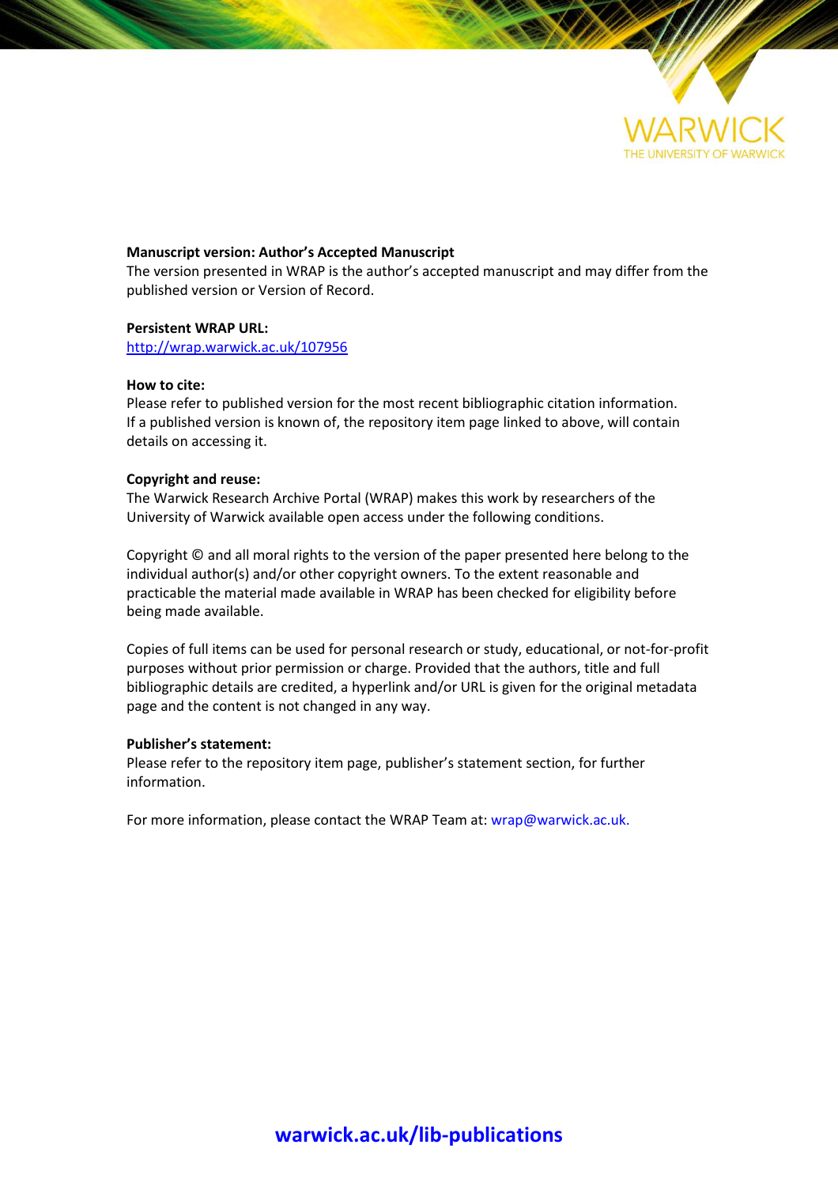WARWICK
THE UNIVERSITY OF WARWICK

**Manuscript version: Author's Accepted Manuscript**
The version presented in WRAP is the author's accepted manuscript and may differ from the published version or Version of Record.

**Persistent WRAP URL:**
http://wrap.warwick.ac.uk/107956

**How to cite:**
Please refer to published version for the most recent bibliographic citation information. If a published version is known of, the repository item page linked to above, will contain details on accessing it.

**Copyright and reuse:**
The Warwick Research Archive Portal (WRAP) makes this work by researchers of the University of Warwick available open access under the following conditions.

Copyright © and all moral rights to the version of the paper presented here belong to the individual author(s) and/or other copyright owners. To the extent reasonable and practicable the material made available in WRAP has been checked for eligibility before being made available.

Copies of full items can be used for personal research or study, educational, or not-for-profit purposes without prior permission or charge. Provided that the authors, title and full bibliographic details are credited, a hyperlink and/or URL is given for the original metadata page and the content is not changed in any way.

**Publisher's statement:**
Please refer to the repository item page, publisher's statement section, for further information.

For more information, please contact the WRAP Team at: wrap@warwick.ac.uk.

**warwick.ac.uk/lib-publications**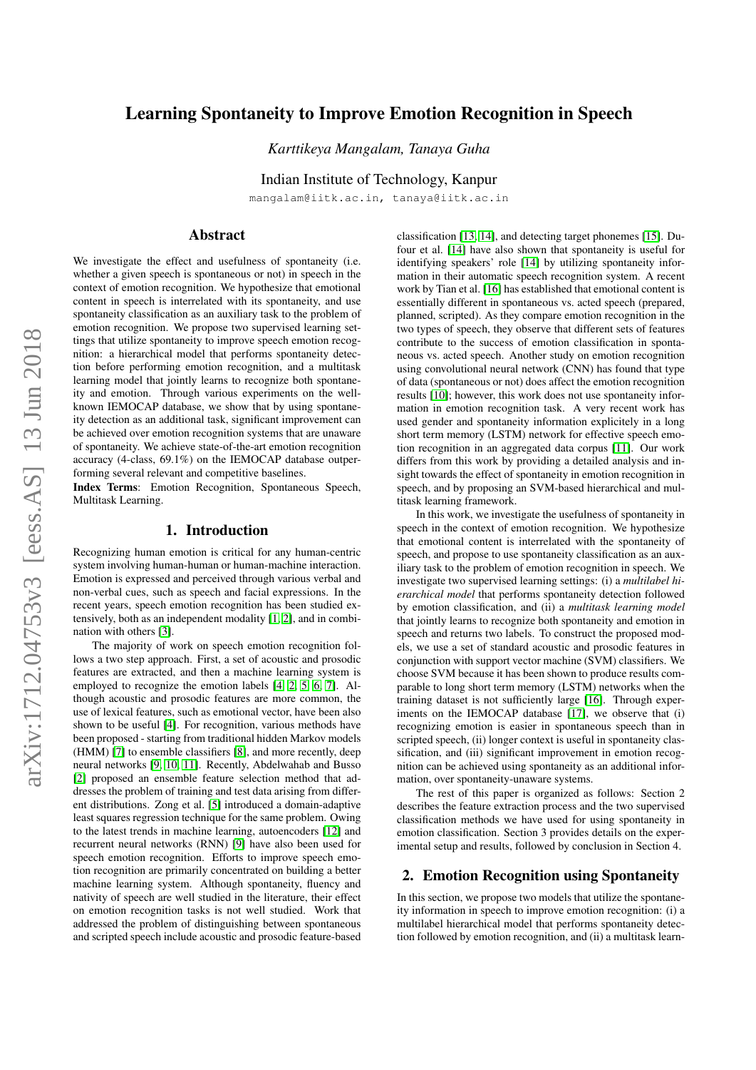# Learning Spontaneity to Improve Emotion Recognition in Speech

*Karttikeya Mangalam, Tanaya Guha*

Indian Institute of Technology, Kanpur

mangalam@iitk.ac.in, tanaya@iitk.ac.in

## Abstract

We investigate the effect and usefulness of spontaneity (i.e. whether a given speech is spontaneous or not) in speech in the context of emotion recognition. We hypothesize that emotional content in speech is interrelated with its spontaneity, and use spontaneity classification as an auxiliary task to the problem of emotion recognition. We propose two supervised learning settings that utilize spontaneity to improve speech emotion recognition: a hierarchical model that performs spontaneity detection before performing emotion recognition, and a multitask learning model that jointly learns to recognize both spontaneity and emotion. Through various experiments on the well-known IEMOCAP database, we show that by using spontaneity detection as an additional task, significant improvement can be achieved over emotion recognition systems that are unaware of spontaneity. We achieve state-of-the-art emotion recognition accuracy (4-class, 69.1%) on the IEMOCAP database outperforming several relevant and competitive baselines.

**Index Terms**: Emotion Recognition, Spontaneous Speech, Multitask Learning.

## 1. Introduction

Recognizing human emotion is critical for any human-centric system involving human-human or human-machine interaction. Emotion is expressed and perceived through various verbal and non-verbal cues, such as speech and facial expressions. In the recent years, speech emotion recognition has been studied extensively, both as an independent modality [1, 2], and in combination with others [3].

The majority of work on speech emotion recognition follows a two step approach. First, a set of acoustic and prosodic features are extracted, and then a machine learning system is employed to recognize the emotion labels [4, 2, 5, 6, 7]. Although acoustic and prosodic features are more common, the use of lexical features, such as emotional vector, have been also shown to be useful [4]. For recognition, various methods have been proposed - starting from traditional hidden Markov models (HMM) [7] to ensemble classifiers [8], and more recently, deep neural networks [9, 10, 11]. Recently, Abdelwahab and Busso [2] proposed an ensemble feature selection method that addresses the problem of training and test data arising from different distributions. Zong et al. [5] introduced a domain-adaptive least squares regression technique for the same problem. Owing to the latest trends in machine learning, autoencoders [12] and recurrent neural networks (RNN) [9] have also been used for speech emotion recognition. Efforts to improve speech emotion recognition are primarily concentrated on building a better machine learning system. Although spontaneity, fluency and nativity of speech are well studied in the literature, their effect on emotion recognition tasks is not well studied. Work that addressed the problem of distinguishing between spontaneous and scripted speech include acoustic and prosodic feature-based classification [13, 14], and detecting target phonemes [15]. Dufour et al. [14] have also shown that spontaneity is useful for identifying speakers' role [14] by utilizing spontaneity information in their automatic speech recognition system. A recent work by Tian et al. [16] has established that emotional content is essentially different in spontaneous vs. acted speech (prepared, planned, scripted). As they compare emotion recognition in the two types of speech, they observe that different sets of features contribute to the success of emotion classification in spontaneous vs. acted speech. Another study on emotion recognition using convolutional neural network (CNN) has found that type of data (spontaneous or not) does affect the emotion recognition results [10]; however, this work does not use spontaneity information in emotion recognition task. A very recent work has used gender and spontaneity information explicitly in a long short term memory (LSTM) network for effective speech emotion recognition in an aggregated data corpus [11]. Our work differs from this work by providing a detailed analysis and insight towards the effect of spontaneity in emotion recognition in speech, and by proposing an SVM-based hierarchical and multitask learning framework.

In this work, we investigate the usefulness of spontaneity in speech in the context of emotion recognition. We hypothesize that emotional content is interrelated with the spontaneity of speech, and propose to use spontaneity classification as an auxiliary task to the problem of emotion recognition in speech. We investigate two supervised learning settings: (i) a *multilabel hierarchical model* that performs spontaneity detection followed by emotion classification, and (ii) a *multitask learning model* that jointly learns to recognize both spontaneity and emotion in speech and returns two labels. To construct the proposed models, we use a set of standard acoustic and prosodic features in conjunction with support vector machine (SVM) classifiers. We choose SVM because it has been shown to produce results comparable to long short term memory (LSTM) networks when the training dataset is not sufficiently large [16]. Through experiments on the IEMOCAP database [17], we observe that (i) recognizing emotion is easier in spontaneous speech than in scripted speech, (ii) longer context is useful in spontaneity classification, and (iii) significant improvement in emotion recognition can be achieved using spontaneity as an additional information, over spontaneity-unaware systems.

The rest of this paper is organized as follows: Section 2 describes the feature extraction process and the two supervised classification methods we have used for using spontaneity in emotion classification. Section 3 provides details on the experimental setup and results, followed by conclusion in Section 4.

## 2. Emotion Recognition using Spontaneity

In this section, we propose two models that utilize the spontaneity information in speech to improve emotion recognition: (i) a multilabel hierarchical model that performs spontaneity detection followed by emotion recognition, and (ii) a multitask learn-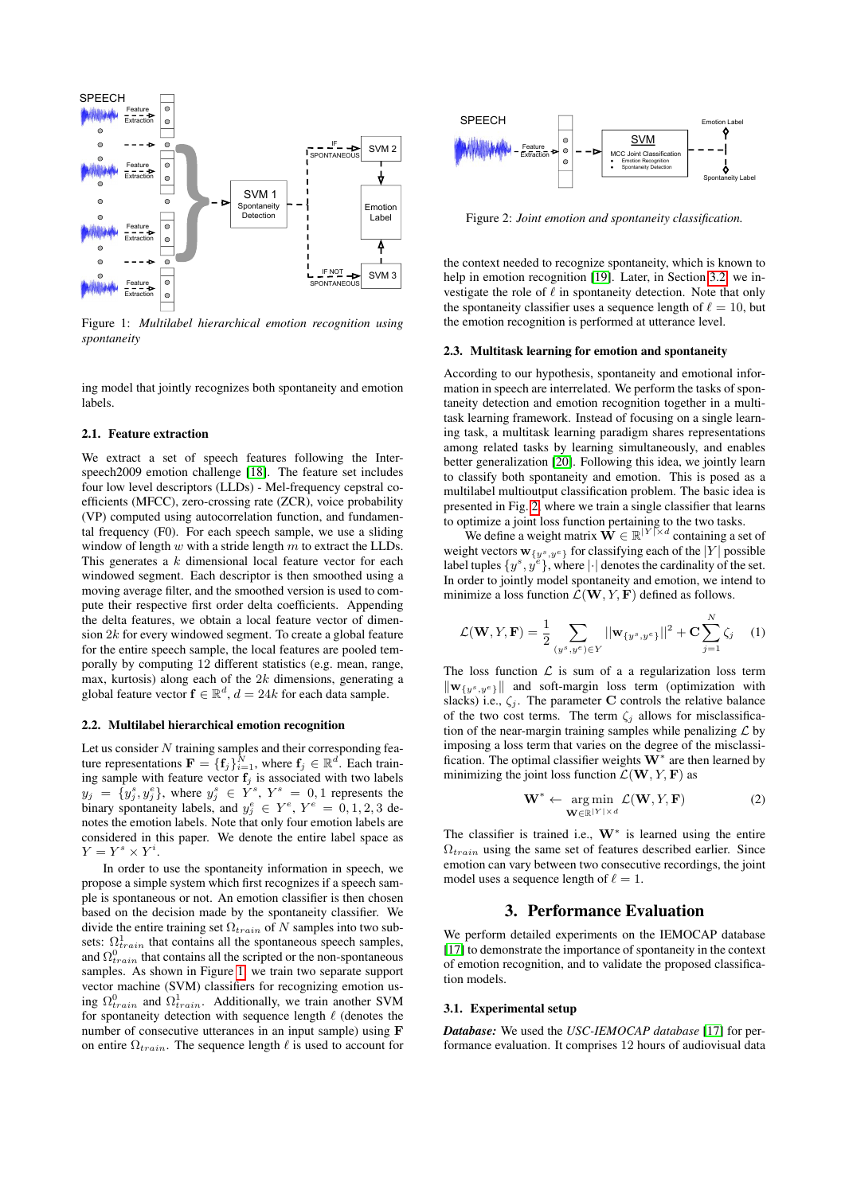Figure 1: *Multilabel hierarchical emotion recognition using spontaneity*

Figure 2: *Joint emotion and spontaneity classification.*

ing model that jointly recognizes both spontaneity and emotion labels.

### 2.1. Feature extraction

We extract a set of speech features following the Interspeech2009 emotion challenge [18]. The feature set includes four low level descriptors (LLDs) - Mel-frequency cepstral coefficients (MFCC), zero-crossing rate (ZCR), voice probability (VP) computed using autocorrelation function, and fundamental frequency (F0). For each speech sample, we use a sliding window of length $w$ with a stride length $m$ to extract the LLDs. This generates a $k$ dimensional local feature vector for each windowed segment. Each descriptor is then smoothed using a moving average filter, and the smoothed version is used to compute their respective first order delta coefficients. Appending the delta features, we obtain a local feature vector of dimension $2k$ for every windowed segment. To create a global feature for the entire speech sample, the local features are pooled temporally by computing 12 different statistics (e.g. mean, range, max, kurtosis) along each of the $2k$ dimensions, generating a global feature vector $\mathbf{f} \in \mathbb{R}^d$, $d = 24k$ for each data sample.

### 2.2. Multilabel hierarchical emotion recognition

Let us consider $N$ training samples and their corresponding feature representations $\mathbf{F} = \{\mathbf{f}_i\}_{i=1}^{N}$, where $\mathbf{f}_j \in \mathbb{R}^d$. Each training sample with feature vector $\mathbf{f}_j$ is associated with two labels $y_j = \{y_j^s, y_j^e\}$, where $y_j^s \in Y^s$, $Y^s = 0, 1$ represents the binary spontaneity labels, and $y_j^e \in Y^e$, $Y^e = 0, 1, 2, 3$ denotes the emotion labels. Note that only four emotion labels are considered in this paper. We denote the entire label space as $Y = Y^s \times Y^i$.

In order to use the spontaneity information in speech, we propose a simple system which first recognizes if a speech sample is spontaneous or not. An emotion classifier is then chosen based on the decision made by the spontaneity classifier. We divide the entire training set $\Omega_{train}$ of $N$ samples into two subsets: $\Omega_{train}^1$ that contains all the spontaneous speech samples, and $\Omega_{train}^0$ that contains all the scripted or the non-spontaneous samples. As shown in Figure 1, we train two separate support vector machine (SVM) classifiers for recognizing emotion using $\Omega_{train}^0$ and $\Omega_{train}^1$. Additionally, we train another SVM for spontaneity detection with sequence length $\ell$ (denotes the number of consecutive utterances in an input sample) using $\mathbf{F}$ on entire $\Omega_{train}$. The sequence length $\ell$ is used to account for the context needed to recognize spontaneity, which is known to help in emotion recognition [19]. Later, in Section 3.2, we investigate the role of $\ell$ in spontaneity detection. Note that only the spontaneity classifier uses a sequence length of $\ell = 10$, but the emotion recognition is performed at utterance level.

### 2.3. Multitask learning for emotion and spontaneity

According to our hypothesis, spontaneity and emotional information in speech are interrelated. We perform the tasks of spontaneity detection and emotion recognition together in a multitask learning framework. Instead of focusing on a single learning task, a multitask learning paradigm shares representations among related tasks by learning simultaneously, and enables better generalization [20]. Following this idea, we jointly learn to classify both spontaneity and emotion. This is posed as a multilabel multioutput classification problem. The basic idea is presented in Fig. 2, where we train a single classifier that learns to optimize a joint loss function pertaining to the two tasks.

We define a weight matrix $\mathbf{W} \in \mathbb{R}^{|Y| \times d}$ containing a set of weight vectors $\mathbf{w}_{\{y^s, y^e\}}$ for classifying each of the $|Y|$ possible label tuples $\{y^s, y^e\}$, where $|\cdot|$ denotes the cardinality of the set. In order to jointly model spontaneity and emotion, we intend to minimize a loss function $\mathcal{L}(\mathbf{W}, Y, \mathbf{F})$ defined as follows.

$$\mathcal{L}(\mathbf{W}, Y, \mathbf{F}) = \frac{1}{2} \sum_{(y^s, y^e) \in Y} ||\mathbf{w}_{\{y^s, y^e\}}||^2 + \mathbf{C} \sum_{j=1}^{N} \zeta_j \quad (1)$$

The loss function $\mathcal{L}$ is sum of a a regularization loss term $\|\mathbf{w}_{\{y^s, y^e\}}\|$ and soft-margin loss term (optimization with slacks) i.e., $\zeta_j$. The parameter $\mathbf{C}$ controls the relative balance of the two cost terms. The term $\zeta_j$ allows for misclassification of the near-margin training samples while penalizing $\mathcal{L}$ by imposing a loss term that varies on the degree of the misclassification. The optimal classifier weights $\mathbf{W}^*$ are then learned by minimizing the joint loss function $\mathcal{L}(\mathbf{W}, Y, \mathbf{F})$ as

$$\mathbf{W}^* \leftarrow \underset{\mathbf{W} \in \mathbb{R}^{|Y| \times d}}{\arg\min} \; \mathcal{L}(\mathbf{W}, Y, \mathbf{F}) \quad (2)$$

The classifier is trained i.e., $\mathbf{W}^*$ is learned using the entire $\Omega_{train}$ using the same set of features described earlier. Since emotion can vary between two consecutive recordings, the joint model uses a sequence length of $\ell = 1$.

## 3. Performance Evaluation

We perform detailed experiments on the IEMOCAP database [17] to demonstrate the importance of spontaneity in the context of emotion recognition, and to validate the proposed classification models.

### 3.1. Experimental setup

***Database:*** We used the *USC-IEMOCAP database* [17] for performance evaluation. It comprises 12 hours of audiovisual data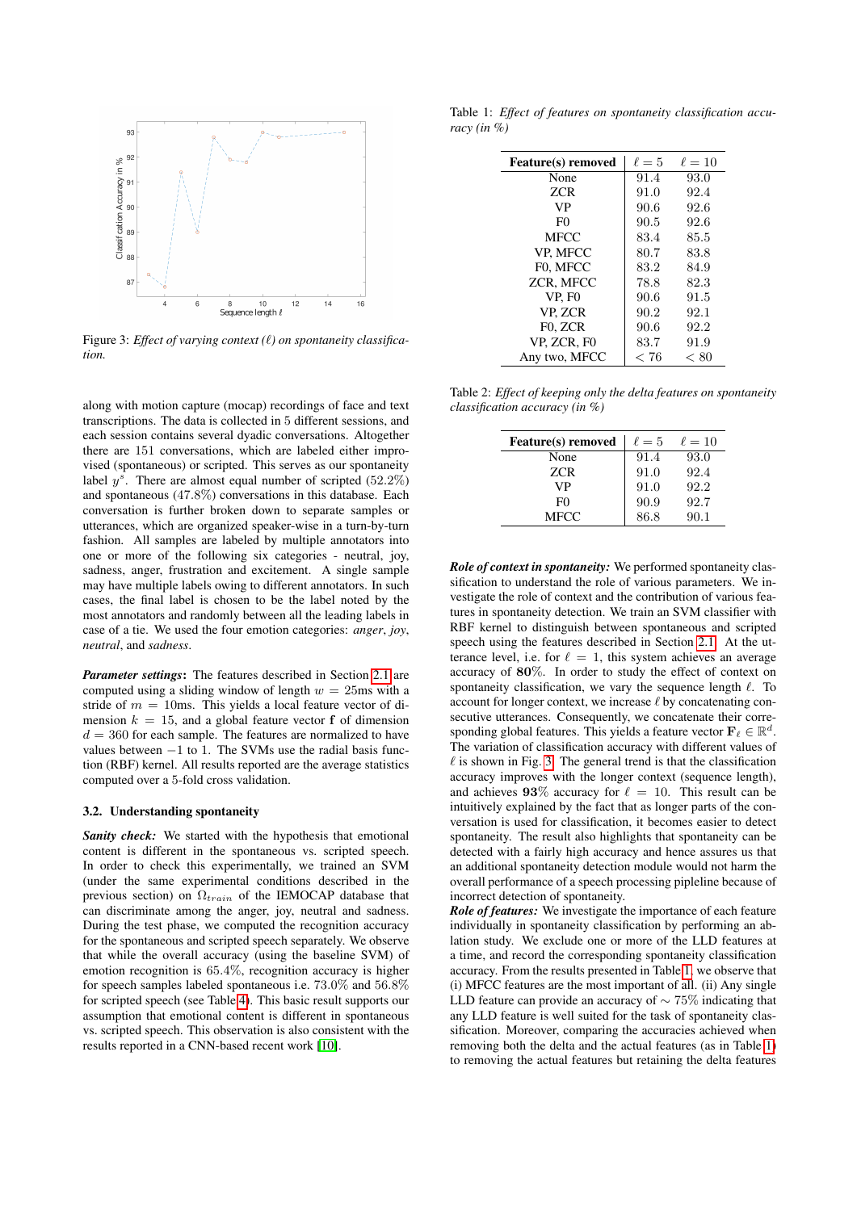Figure 3: *Effect of varying context ($\ell$) on spontaneity classification.*

along with motion capture (mocap) recordings of face and text transcriptions. The data is collected in 5 different sessions, and each session contains several dyadic conversations. Altogether there are 151 conversations, which are labeled either improvised (spontaneous) or scripted. This serves as our spontaneity label $y^s$. There are almost equal number of scripted (52.2%) and spontaneous (47.8%) conversations in this database. Each conversation is further broken down to separate samples or utterances, which are organized speaker-wise in a turn-by-turn fashion. All samples are labeled by multiple annotators into one or more of the following six categories - neutral, joy, sadness, anger, frustration and excitement. A single sample may have multiple labels owing to different annotators. In such cases, the final label is chosen to be the label noted by the most annotators and randomly between all the leading labels in case of a tie. We used the four emotion categories: *anger*, *joy*, *neutral*, and *sadness*.

***Parameter settings***: The features described in Section 2.1 are computed using a sliding window of length $w$ = 25ms with a stride of $m$ = 10ms. This yields a local feature vector of dimension $k$ = 15, and a global feature vector $\mathbf{f}$ of dimension $d$ = 360 for each sample. The features are normalized to have values between $-1$ to 1. The SVMs use the radial basis function (RBF) kernel. All results reported are the average statistics computed over a 5-fold cross validation.

### 3.2. Understanding spontaneity

***Sanity check:*** We started with the hypothesis that emotional content is different in the spontaneous vs. scripted speech. In order to check this experimentally, we trained an SVM (under the same experimental conditions described in the previous section) on $\Omega_{train}$ of the IEMOCAP database that can discriminate among the anger, joy, neutral and sadness. During the test phase, we computed the recognition accuracy for the spontaneous and scripted speech separately. We observe that while the overall accuracy (using the baseline SVM) of emotion recognition is 65.4%, recognition accuracy is higher for speech samples labeled spontaneous i.e. 73.0% and 56.8% for scripted speech (see Table 4). This basic result supports our assumption that emotional content is different in spontaneous vs. scripted speech. This observation is also consistent with the results reported in a CNN-based recent work [10].

Table 1: *Effect of features on spontaneity classification accuracy (in %)*

| Feature(s) removed | $\ell = 5$ | $\ell = 10$ |
|---|---|---|
| None | 91.4 | 93.0 |
| ZCR | 91.0 | 92.4 |
| VP | 90.6 | 92.6 |
| F0 | 90.5 | 92.6 |
| MFCC | 83.4 | 85.5 |
| VP, MFCC | 80.7 | 83.8 |
| F0, MFCC | 83.2 | 84.9 |
| ZCR, MFCC | 78.8 | 82.3 |
| VP, F0 | 90.6 | 91.5 |
| VP, ZCR | 90.2 | 92.1 |
| F0, ZCR | 90.6 | 92.2 |
| VP, ZCR, F0 | 83.7 | 91.9 |
| Any two, MFCC | $< 76$ | $< 80$ |

Table 2: *Effect of keeping only the delta features on spontaneity classification accuracy (in %)*

| Feature(s) removed | $\ell = 5$ | $\ell = 10$ |
|---|---|---|
| None | 91.4 | 93.0 |
| ZCR | 91.0 | 92.4 |
| VP | 91.0 | 92.2 |
| F0 | 90.9 | 92.7 |
| MFCC | 86.8 | 90.1 |

***Role of context in spontaneity:*** We performed spontaneity classification to understand the role of various parameters. We investigate the role of context and the contribution of various features in spontaneity detection. We train an SVM classifier with RBF kernel to distinguish between spontaneous and scripted speech using the features described in Section 2.1. At the utterance level, i.e. for $\ell$ = 1, this system achieves an average accuracy of **80**%. In order to study the effect of context on spontaneity classification, we vary the sequence length $\ell$. To account for longer context, we increase $\ell$ by concatenating consecutive utterances. Consequently, we concatenate their corresponding global features. This yields a feature vector $\mathbf{F}_\ell \in \mathbb{R}^d$. The variation of classification accuracy with different values of $\ell$ is shown in Fig. 3. The general trend is that the classification accuracy improves with the longer context (sequence length), and achieves **93**% accuracy for $\ell$ = 10. This result can be intuitively explained by the fact that as longer parts of the conversation is used for classification, it becomes easier to detect spontaneity. The result also highlights that spontaneity can be detected with a fairly high accuracy and hence assures us that an additional spontaneity detection module would not harm the overall performance of a speech processing pipleline because of incorrect detection of spontaneity.

***Role of features:*** We investigate the importance of each feature individually in spontaneity classification by performing an ablation study. We exclude one or more of the LLD features at a time, and record the corresponding spontaneity classification accuracy. From the results presented in Table 1, we observe that (i) MFCC features are the most important of all. (ii) Any single LLD feature can provide an accuracy of $\sim$ 75% indicating that any LLD feature is well suited for the task of spontaneity classification. Moreover, comparing the accuracies achieved when removing both the delta and the actual features (as in Table 1) to removing the actual features but retaining the delta features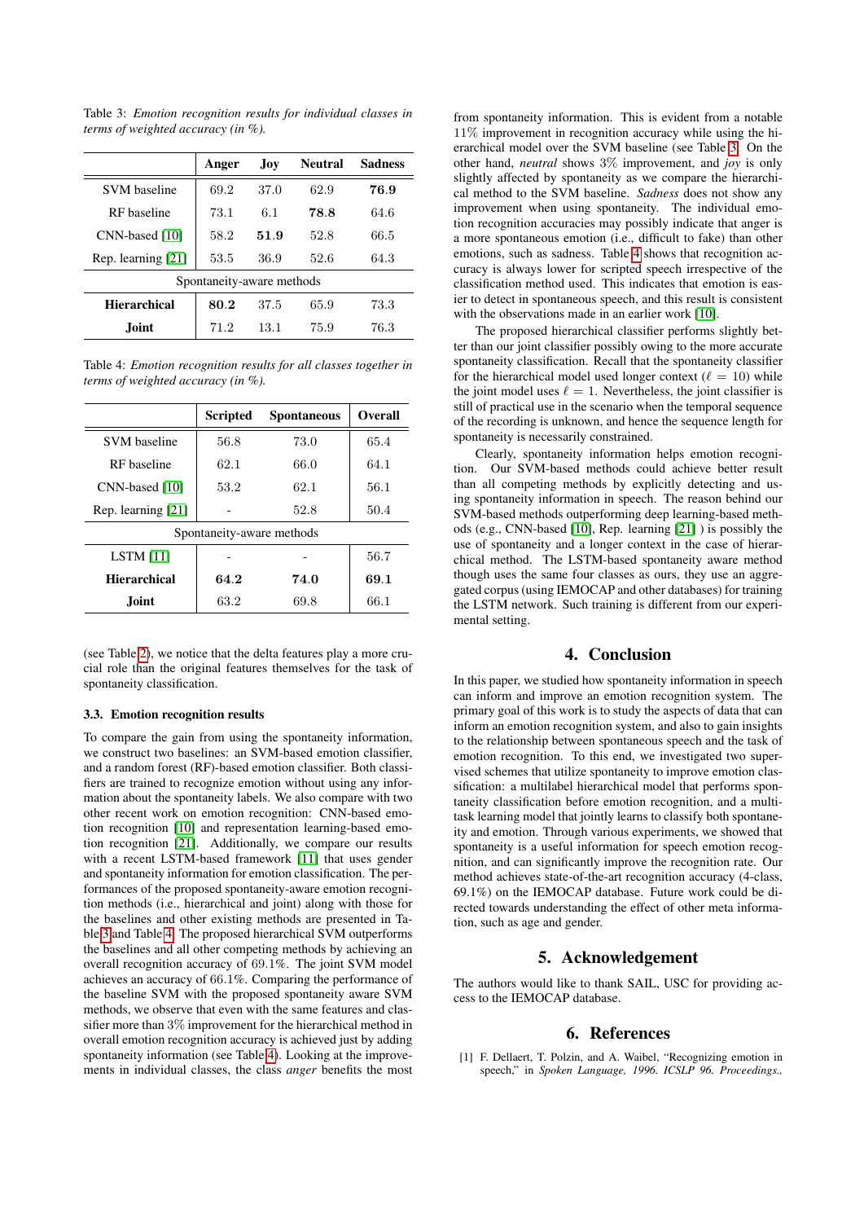Table 3: *Emotion recognition results for individual classes in terms of weighted accuracy (in %).*

| | Anger | Joy | Neutral | Sadness |
|---|---|---|---|---|
| SVM baseline | 69.2 | 37.0 | 62.9 | **76.9** |
| RF baseline | 73.1 | 6.1 | **78.8** | 64.6 |
| CNN-based [10] | 58.2 | **51.9** | 52.8 | 66.5 |
| Rep. learning [21] | 53.5 | 36.9 | 52.6 | 64.3 |
| Spontaneity-aware methods | | | | |
| **Hierarchical** | **80.2** | 37.5 | 65.9 | 73.3 |
| **Joint** | 71.2 | 13.1 | 75.9 | 76.3 |

Table 4: *Emotion recognition results for all classes together in terms of weighted accuracy (in %).*

| | Scripted | Spontaneous | Overall |
|---|---|---|---|
| SVM baseline | 56.8 | 73.0 | 65.4 |
| RF baseline | 62.1 | 66.0 | 64.1 |
| CNN-based [10] | 53.2 | 62.1 | 56.1 |
| Rep. learning [21] | - | 52.8 | 50.4 |
| Spontaneity-aware methods | | | |
| LSTM [11] | - | - | 56.7 |
| **Hierarchical** | **64.2** | **74.0** | **69.1** |
| **Joint** | 63.2 | 69.8 | 66.1 |

(see Table 2), we notice that the delta features play a more crucial role than the original features themselves for the task of spontaneity classification.

### 3.3. Emotion recognition results

To compare the gain from using the spontaneity information, we construct two baselines: an SVM-based emotion classifier, and a random forest (RF)-based emotion classifier. Both classifiers are trained to recognize emotion without using any information about the spontaneity labels. We also compare with two other recent work on emotion recognition: CNN-based emotion recognition [10] and representation learning-based emotion recognition [21]. Additionally, we compare our results with a recent LSTM-based framework [11] that uses gender and spontaneity information for emotion classification. The performances of the proposed spontaneity-aware emotion recognition methods (i.e., hierarchical and joint) along with those for the baselines and other existing methods are presented in Table 3 and Table 4. The proposed hierarchical SVM outperforms the baselines and all other competing methods by achieving an overall recognition accuracy of 69.1%. The joint SVM model achieves an accuracy of 66.1%. Comparing the performance of the baseline SVM with the proposed spontaneity aware SVM methods, we observe that even with the same features and classifier more than 3% improvement for the hierarchical method in overall emotion recognition accuracy is achieved just by adding spontaneity information (see Table 4). Looking at the improvements in individual classes, the class *anger* benefits the most from spontaneity information. This is evident from a notable 11% improvement in recognition accuracy while using the hierarchical model over the SVM baseline (see Table 3). On the other hand, *neutral* shows 3% improvement, and *joy* is only slightly affected by spontaneity as we compare the hierarchical method to the SVM baseline. *Sadness* does not show any improvement when using spontaneity. The individual emotion recognition accuracies may possibly indicate that anger is a more spontaneous emotion (i.e., difficult to fake) than other emotions, such as sadness. Table 4 shows that recognition accuracy is always lower for scripted speech irrespective of the classification method used. This indicates that emotion is easier to detect in spontaneous speech, and this result is consistent with the observations made in an earlier work [10].

The proposed hierarchical classifier performs slightly better than our joint classifier possibly owing to the more accurate spontaneity classification. Recall that the spontaneity classifier for the hierarchical model used longer context ($\ell = 10$) while the joint model uses $\ell = 1$. Nevertheless, the joint classifier is still of practical use in the scenario when the temporal sequence of the recording is unknown, and hence the sequence length for spontaneity is necessarily constrained.

Clearly, spontaneity information helps emotion recognition. Our SVM-based methods could achieve better result than all competing methods by explicitly detecting and using spontaneity information in speech. The reason behind our SVM-based methods outperforming deep learning-based methods (e.g., CNN-based [10], Rep. learning [21] ) is possibly the use of spontaneity and a longer context in the case of hierarchical method. The LSTM-based spontaneity aware method though uses the same four classes as ours, they use an aggregated corpus (using IEMOCAP and other databases) for training the LSTM network. Such training is different from our experimental setting.

## 4. Conclusion

In this paper, we studied how spontaneity information in speech can inform and improve an emotion recognition system. The primary goal of this work is to study the aspects of data that can inform an emotion recognition system, and also to gain insights to the relationship between spontaneous speech and the task of emotion recognition. To this end, we investigated two supervised schemes that utilize spontaneity to improve emotion classification: a multilabel hierarchical model that performs spontaneity classification before emotion recognition, and a multitask learning model that jointly learns to classify both spontaneity and emotion. Through various experiments, we showed that spontaneity is a useful information for speech emotion recognition, and can significantly improve the recognition rate. Our method achieves state-of-the-art recognition accuracy (4-class, 69.1%) on the IEMOCAP database. Future work could be directed towards understanding the effect of other meta information, such as age and gender.

## 5. Acknowledgement

The authors would like to thank SAIL, USC for providing access to the IEMOCAP database.

## 6. References

[1] F. Dellaert, T. Polzin, and A. Waibel, "Recognizing emotion in speech," in *Spoken Language, 1996. ICSLP 96. Proceedings.,*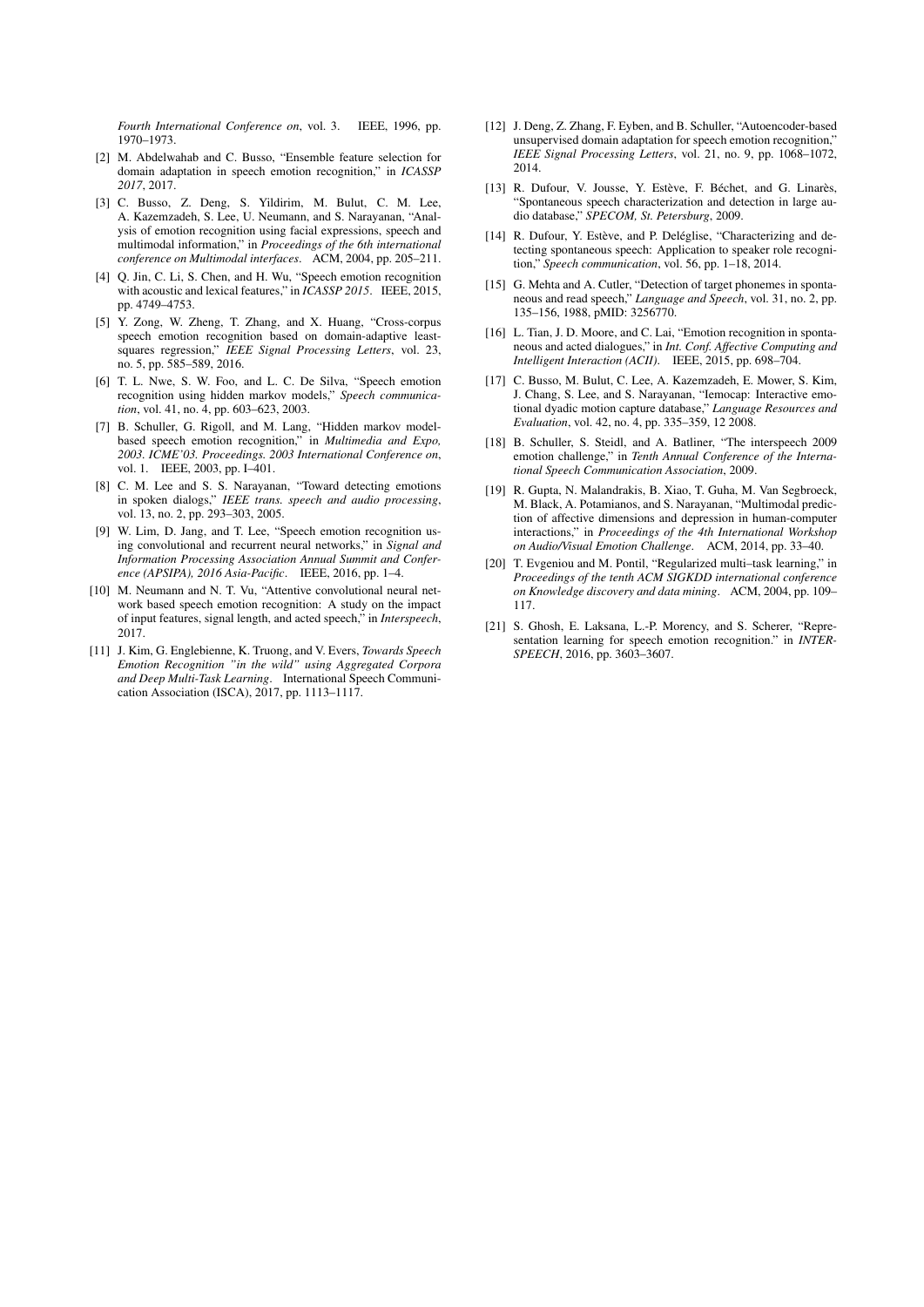*Fourth International Conference on*, vol. 3. IEEE, 1996, pp. 1970–1973.

[2] M. Abdelwahab and C. Busso, "Ensemble feature selection for domain adaptation in speech emotion recognition," in *ICASSP 2017*, 2017.

[3] C. Busso, Z. Deng, S. Yildirim, M. Bulut, C. M. Lee, A. Kazemzadeh, S. Lee, U. Neumann, and S. Narayanan, "Analysis of emotion recognition using facial expressions, speech and multimodal information," in *Proceedings of the 6th international conference on Multimodal interfaces*. ACM, 2004, pp. 205–211.

[4] Q. Jin, C. Li, S. Chen, and H. Wu, "Speech emotion recognition with acoustic and lexical features," in *ICASSP 2015*. IEEE, 2015, pp. 4749–4753.

[5] Y. Zong, W. Zheng, T. Zhang, and X. Huang, "Cross-corpus speech emotion recognition based on domain-adaptive least-squares regression," *IEEE Signal Processing Letters*, vol. 23, no. 5, pp. 585–589, 2016.

[6] T. L. Nwe, S. W. Foo, and L. C. De Silva, "Speech emotion recognition using hidden markov models," *Speech communication*, vol. 41, no. 4, pp. 603–623, 2003.

[7] B. Schuller, G. Rigoll, and M. Lang, "Hidden markov model-based speech emotion recognition," in *Multimedia and Expo, 2003. ICME'03. Proceedings. 2003 International Conference on*, vol. 1. IEEE, 2003, pp. I–401.

[8] C. M. Lee and S. S. Narayanan, "Toward detecting emotions in spoken dialogs," *IEEE trans. speech and audio processing*, vol. 13, no. 2, pp. 293–303, 2005.

[9] W. Lim, D. Jang, and T. Lee, "Speech emotion recognition using convolutional and recurrent neural networks," in *Signal and Information Processing Association Annual Summit and Conference (APSIPA), 2016 Asia-Pacific*. IEEE, 2016, pp. 1–4.

[10] M. Neumann and N. T. Vu, "Attentive convolutional neural network based speech emotion recognition: A study on the impact of input features, signal length, and acted speech," in *Interspeech*, 2017.

[11] J. Kim, G. Englebienne, K. Truong, and V. Evers, *Towards Speech Emotion Recognition "in the wild" using Aggregated Corpora and Deep Multi-Task Learning*. International Speech Communication Association (ISCA), 2017, pp. 1113–1117.

[12] J. Deng, Z. Zhang, F. Eyben, and B. Schuller, "Autoencoder-based unsupervised domain adaptation for speech emotion recognition," *IEEE Signal Processing Letters*, vol. 21, no. 9, pp. 1068–1072, 2014.

[13] R. Dufour, V. Jousse, Y. Estève, F. Béchet, and G. Linarès, "Spontaneous speech characterization and detection in large audio database," *SPECOM, St. Petersburg*, 2009.

[14] R. Dufour, Y. Estève, and P. Deléglise, "Characterizing and detecting spontaneous speech: Application to speaker role recognition," *Speech communication*, vol. 56, pp. 1–18, 2014.

[15] G. Mehta and A. Cutler, "Detection of target phonemes in spontaneous and read speech," *Language and Speech*, vol. 31, no. 2, pp. 135–156, 1988, pMID: 3256770.

[16] L. Tian, J. D. Moore, and C. Lai, "Emotion recognition in spontaneous and acted dialogues," in *Int. Conf. Affective Computing and Intelligent Interaction (ACII)*. IEEE, 2015, pp. 698–704.

[17] C. Busso, M. Bulut, C. Lee, A. Kazemzadeh, E. Mower, S. Kim, J. Chang, S. Lee, and S. Narayanan, "Iemocap: Interactive emotional dyadic motion capture database," *Language Resources and Evaluation*, vol. 42, no. 4, pp. 335–359, 12 2008.

[18] B. Schuller, S. Steidl, and A. Batliner, "The interspeech 2009 emotion challenge," in *Tenth Annual Conference of the International Speech Communication Association*, 2009.

[19] R. Gupta, N. Malandrakis, B. Xiao, T. Guha, M. Van Segbroeck, M. Black, A. Potamianos, and S. Narayanan, "Multimodal prediction of affective dimensions and depression in human-computer interactions," in *Proceedings of the 4th International Workshop on Audio/Visual Emotion Challenge*. ACM, 2014, pp. 33–40.

[20] T. Evgeniou and M. Pontil, "Regularized multi–task learning," in *Proceedings of the tenth ACM SIGKDD international conference on Knowledge discovery and data mining*. ACM, 2004, pp. 109–117.

[21] S. Ghosh, E. Laksana, L.-P. Morency, and S. Scherer, "Representation learning for speech emotion recognition." in *INTERSPEECH*, 2016, pp. 3603–3607.